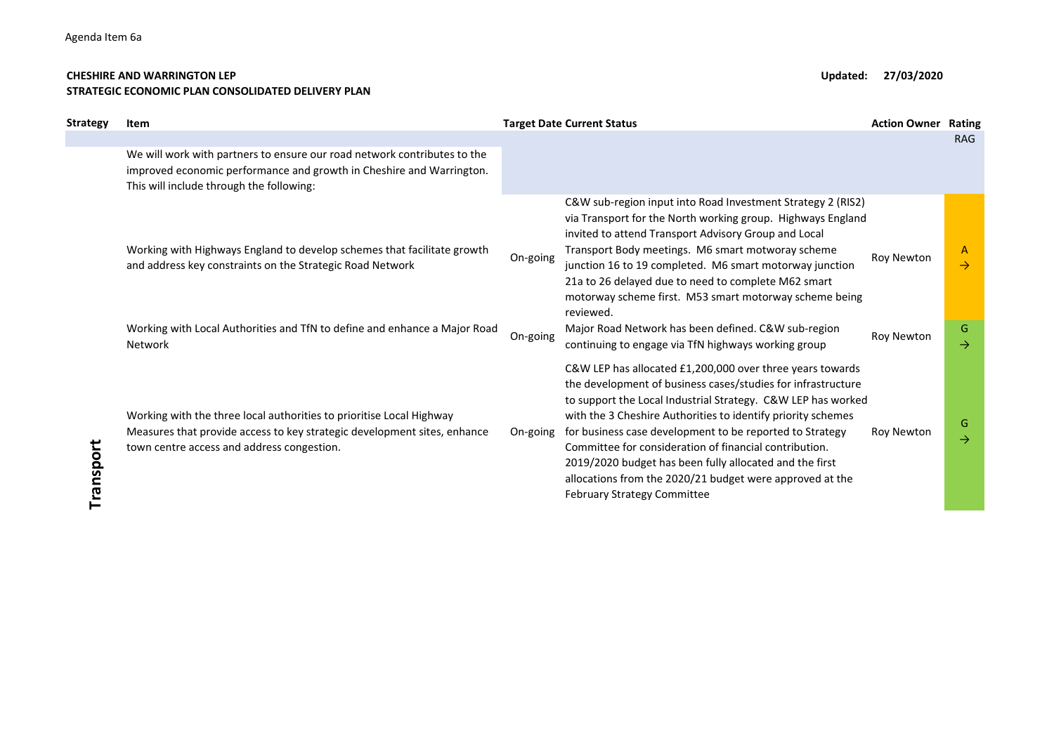Agenda Item 6a

**CHESHIRE AND WARRINGTON LEP**
**STRATEGIC ECONOMIC PLAN CONSOLIDATED DELIVERY PLAN**

**Updated: 27/03/2020**

| Strategy | Item | Target Date | Current Status | Action Owner | Rating RAG |
|---|---|---|---|---|---|
| Transport | We will work with partners to ensure our road network contributes to the improved economic performance and growth in Cheshire and Warrington. This will include through the following: | | | | |
| | Working with Highways England to develop schemes that facilitate growth and address key constraints on the Strategic Road Network | On-going | C&W sub-region input into Road Investment Strategy 2 (RIS2) via Transport for the North working group. Highways England invited to attend Transport Advisory Group and Local Transport Body meetings. M6 smart motoray scheme junction 16 to 19 completed. M6 smart motorway junction 21a to 26 delayed due to need to complete M62 smart motorway scheme first. M53 smart motorway scheme being reviewed. | Roy Newton | A → |
| | Working with Local Authorities and TfN to define and enhance a Major Road Network | On-going | Major Road Network has been defined. C&W sub-region continuing to engage via TfN highways working group | Roy Newton | G → |
| | Working with the three local authorities to prioritise Local Highway Measures that provide access to key strategic development sites, enhance town centre access and address congestion. | On-going | C&W LEP has allocated £1,200,000 over three years towards the development of business cases/studies for infrastructure to support the Local Industrial Strategy. C&W LEP has worked with the 3 Cheshire Authorities to identify priority schemes for business case development to be reported to Strategy Committee for consideration of financial contribution. 2019/2020 budget has been fully allocated and the first allocations from the 2020/21 budget were approved at the February Strategy Committee | Roy Newton | G → |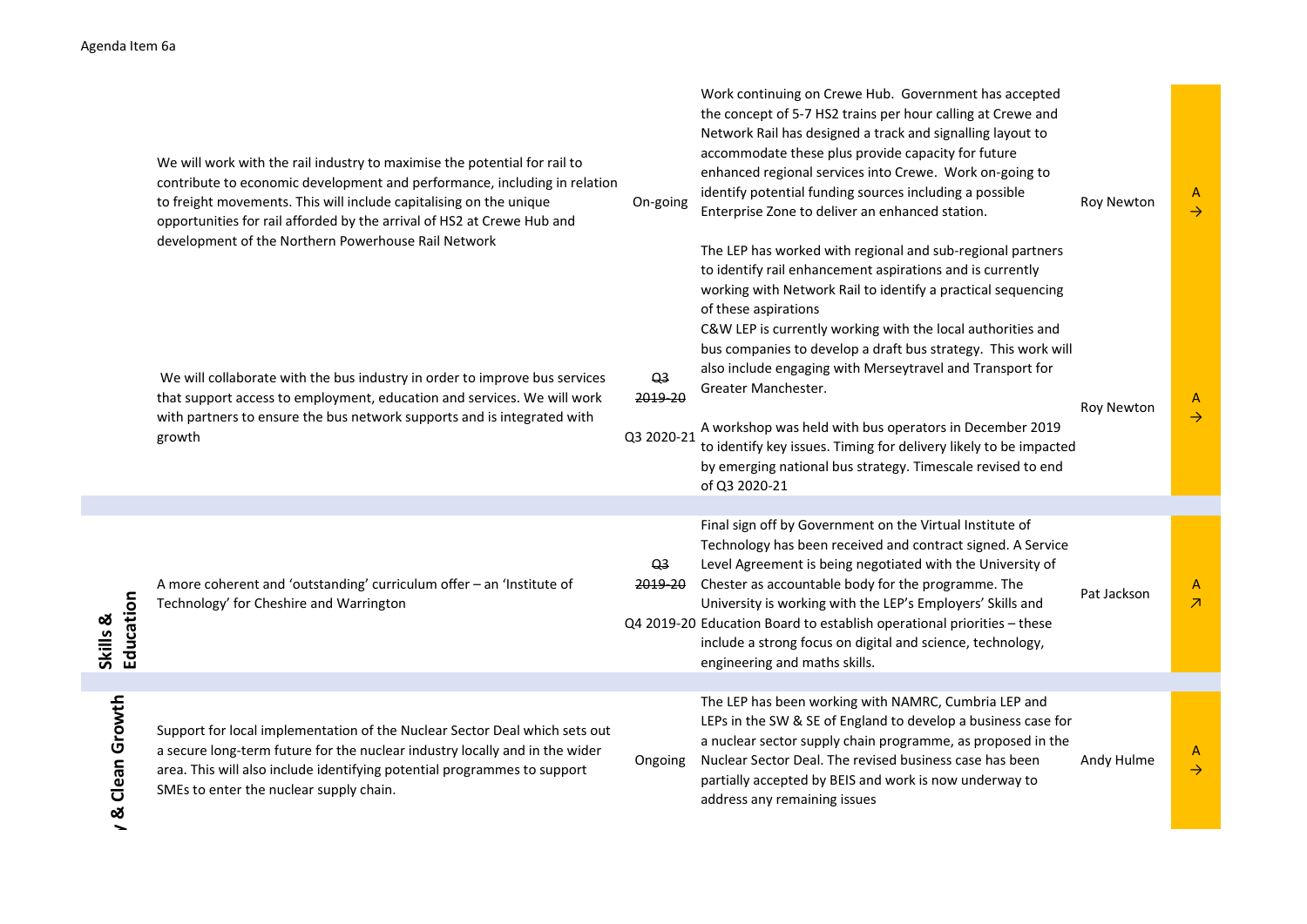Agenda Item 6a

| | Action | Timescale | Update | Lead | RAG |
|---|---|---|---|---|---|
| | We will work with the rail industry to maximise the potential for rail to contribute to economic development and performance, including in relation to freight movements. This will include capitalising on the unique opportunities for rail afforded by the arrival of HS2 at Crewe Hub and development of the Northern Powerhouse Rail Network | On-going | Work continuing on Crewe Hub. Government has accepted the concept of 5-7 HS2 trains per hour calling at Crewe and Network Rail has designed a track and signalling layout to accommodate these plus provide capacity for future enhanced regional services into Crewe. Work on-going to identify potential funding sources including a possible Enterprise Zone to deliver an enhanced station. The LEP has worked with regional and sub-regional partners to identify rail enhancement aspirations and is currently working with Network Rail to identify a practical sequencing of these aspirations | Roy Newton | A → |
| | We will collaborate with the bus industry in order to improve bus services that support access to employment, education and services. We will work with partners to ensure the bus network supports and is integrated with growth | ~~Q3 2019-20~~ Q3 2020-21 | C&W LEP is currently working with the local authorities and bus companies to develop a draft bus strategy. This work will also include engaging with Merseytravel and Transport for Greater Manchester. A workshop was held with bus operators in December 2019 to identify key issues. Timing for delivery likely to be impacted by emerging national bus strategy. Timescale revised to end of Q3 2020-21 | Roy Newton | A → |
| **Skills & Education** | A more coherent and 'outstanding' curriculum offer – an 'Institute of Technology' for Cheshire and Warrington | ~~Q3 2019-20~~ Q4 2019-20 | Final sign off by Government on the Virtual Institute of Technology has been received and contract signed. A Service Level Agreement is being negotiated with the University of Chester as accountable body for the programme. The University is working with the LEP's Employers' Skills and Education Board to establish operational priorities – these include a strong focus on digital and science, technology, engineering and maths skills. | Pat Jackson | A ↗ |
| **… & Clean Growth** | Support for local implementation of the Nuclear Sector Deal which sets out a secure long-term future for the nuclear industry locally and in the wider area. This will also include identifying potential programmes to support SMEs to enter the nuclear supply chain. | Ongoing | The LEP has been working with NAMRC, Cumbria LEP and LEPs in the SW & SE of England to develop a business case for a nuclear sector supply chain programme, as proposed in the Nuclear Sector Deal. The revised business case has been partially accepted by BEIS and work is now underway to address any remaining issues | Andy Hulme | A → |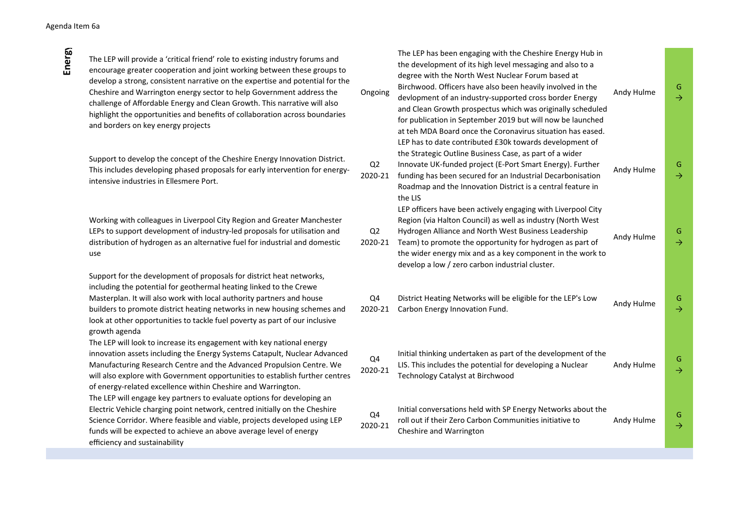| | Action | Timescale | Progress | Lead | RAG |
|---|---|---|---|---|---|
| Energy | The LEP will provide a 'critical friend' role to existing industry forums and encourage greater cooperation and joint working between these groups to develop a strong, consistent narrative on the expertise and potential for the Cheshire and Warrington energy sector to help Government address the challenge of Affordable Energy and Clean Growth. This narrative will also highlight the opportunities and benefits of collaboration across boundaries and borders on key energy projects | Ongoing | The LEP has been engaging with the Cheshire Energy Hub in the development of its high level messaging and also to a degree with the North West Nuclear Forum based at Birchwood. Officers have also been heavily involved in the devlopment of an industry-supported cross border Energy and Clean Growth prospectus which was originally scheduled for publication in September 2019 but will now be launched at teh MDA Board once the Coronavirus situation has eased. | Andy Hulme | G → |
| | Support to develop the concept of the Cheshire Energy Innovation District. This includes developing phased proposals for early intervention for energy-intensive industries in Ellesmere Port. | Q2 2020-21 | LEP has to date contributed £30k towards development of the Strategic Outline Business Case, as part of a wider Innovate UK-funded project (E-Port Smart Energy). Further funding has been secured for an Industrial Decarbonisation Roadmap and the Innovation District is a central feature in the LIS | Andy Hulme | G → |
| | Working with colleagues in Liverpool City Region and Greater Manchester LEPs to support development of industry-led proposals for utilisation and distribution of hydrogen as an alternative fuel for industrial and domestic use | Q2 2020-21 | LEP officers have been actively engaging with Liverpool City Region (via Halton Council) as well as industry (North West Hydrogen Alliance and North West Business Leadership Team) to promote the opportunity for hydrogen as part of the wider energy mix and as a key component in the work to develop a low / zero carbon industrial cluster. | Andy Hulme | G → |
| | Support for the development of proposals for district heat networks, including the potential for geothermal heating linked to the Crewe Masterplan. It will also work with local authority partners and house builders to promote district heating networks in new housing schemes and look at other opportunities to tackle fuel poverty as part of our inclusive growth agenda | Q4 2020-21 | District Heating Networks will be eligible for the LEP's Low Carbon Energy Innovation Fund. | Andy Hulme | G → |
| | The LEP will look to increase its engagement with key national energy innovation assets including the Energy Systems Catapult, Nuclear Advanced Manufacturing Research Centre and the Advanced Propulsion Centre. We will also explore with Government opportunities to establish further centres of energy-related excellence within Cheshire and Warrington. | Q4 2020-21 | Initial thinking undertaken as part of the development of the LIS. This includes the potential for developing a Nuclear Technology Catalyst at Birchwood | Andy Hulme | G → |
| | The LEP will engage key partners to evaluate options for developing an Electric Vehicle charging point network, centred initially on the Cheshire Science Corridor. Where feasible and viable, projects developed using LEP funds will be expected to achieve an above average level of energy efficiency and sustainability | Q4 2020-21 | Initial conversations held with SP Energy Networks about the roll out if their Zero Carbon Communities initiative to Cheshire and Warrington | Andy Hulme | G → |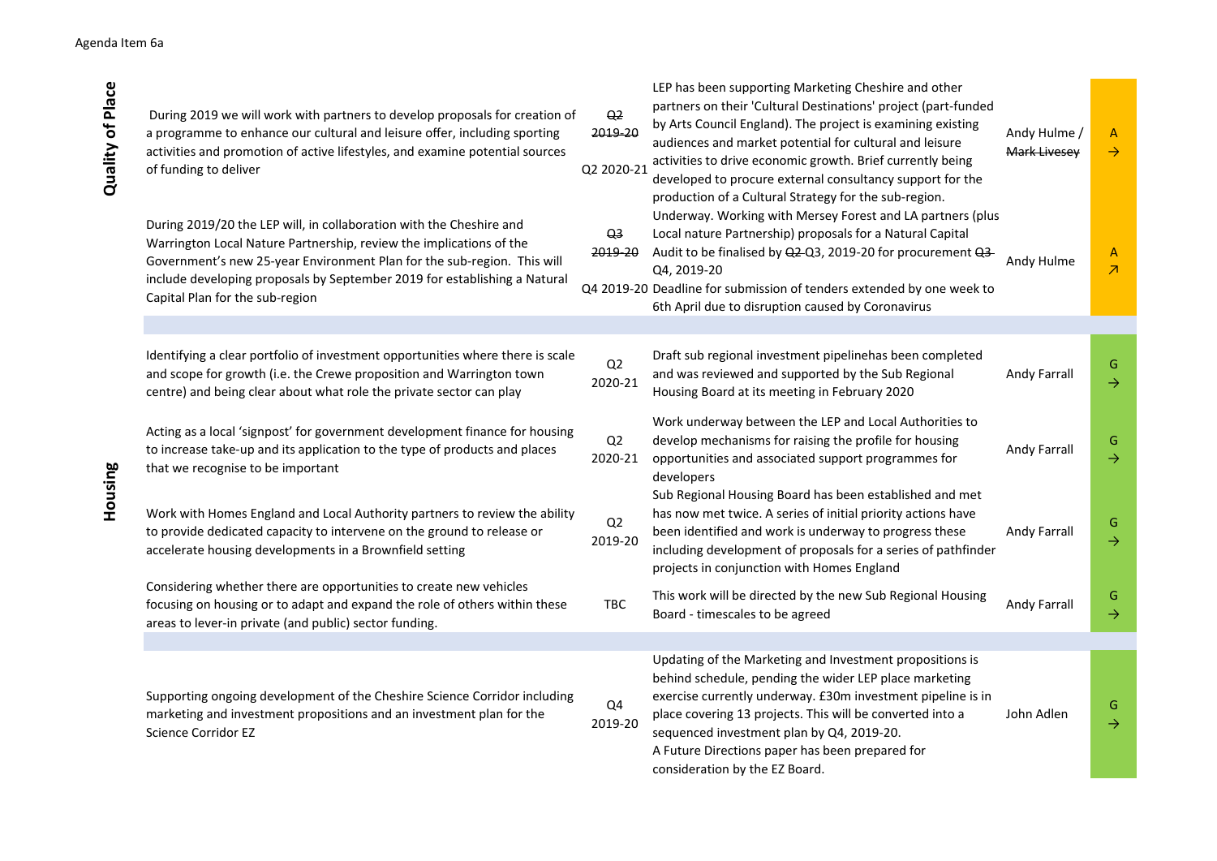| | Action | Timescale | Progress | Lead | RAG |
|---|---|---|---|---|---|
| **Quality of Place** | During 2019 we will work with partners to develop proposals for creation of a programme to enhance our cultural and leisure offer, including sporting activities and promotion of active lifestyles, and examine potential sources of funding to deliver | ~~Q2 2019-20~~ Q2 2020-21 | LEP has been supporting Marketing Cheshire and other partners on their 'Cultural Destinations' project (part-funded by Arts Council England). The project is examining existing audiences and market potential for cultural and leisure activities to drive economic growth. Brief currently being developed to procure external consultancy support for the production of a Cultural Strategy for the sub-region. | Andy Hulme / ~~Mark Livesey~~ | A → |
| | During 2019/20 the LEP will, in collaboration with the Cheshire and Warrington Local Nature Partnership, review the implications of the Government's new 25-year Environment Plan for the sub-region. This will include developing proposals by September 2019 for establishing a Natural Capital Plan for the sub-region | ~~Q3 2019-20~~ Q4 2019-20 | Underway. Working with Mersey Forest and LA partners (plus Local nature Partnership) proposals for a Natural Capital Audit to be finalised by ~~Q2~~ Q3, 2019-20 for procurement ~~Q3~~ Q4, 2019-20 Deadline for submission of tenders extended by one week to 6th April due to disruption caused by Coronavirus | Andy Hulme | A ↗ |
| | | | | | |
| **Housing** | Identifying a clear portfolio of investment opportunities where there is scale and scope for growth (i.e. the Crewe proposition and Warrington town centre) and being clear about what role the private sector can play | Q2 2020-21 | Draft sub regional investment pipelinehas been completed and was reviewed and supported by the Sub Regional Housing Board at its meeting in February 2020 | Andy Farrall | G → |
| | Acting as a local 'signpost' for government development finance for housing to increase take-up and its application to the type of products and places that we recognise to be important | Q2 2020-21 | Work underway between the LEP and Local Authorities to develop mechanisms for raising the profile for housing opportunities and associated support programmes for developers | Andy Farrall | G → |
| | Work with Homes England and Local Authority partners to review the ability to provide dedicated capacity to intervene on the ground to release or accelerate housing developments in a Brownfield setting | Q2 2019-20 | Sub Regional Housing Board has been established and met has now met twice. A series of initial priority actions have been identified and work is underway to progress these including development of proposals for a series of pathfinder projects in conjunction with Homes England | Andy Farrall | G → |
| | Considering whether there are opportunities to create new vehicles focusing on housing or to adapt and expand the role of others within these areas to lever-in private (and public) sector funding. | TBC | This work will be directed by the new Sub Regional Housing Board - timescales to be agreed | Andy Farrall | G → |
| | | | | | |
| | Supporting ongoing development of the Cheshire Science Corridor including marketing and investment propositions and an investment plan for the Science Corridor EZ | Q4 2019-20 | Updating of the Marketing and Investment propositions is behind schedule, pending the wider LEP place marketing exercise currently underway. £30m investment pipeline is in place covering 13 projects. This will be converted into a sequenced investment plan by Q4, 2019-20. A Future Directions paper has been prepared for consideration by the EZ Board. | John Adlen | G → |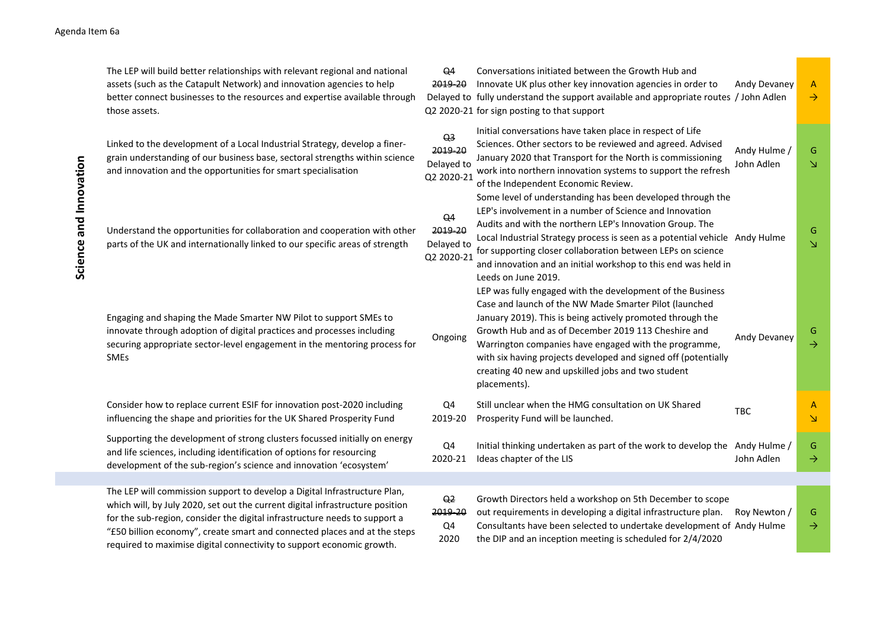Agenda Item 6a

| Theme | Action | Timescale | Progress | Lead | RAG |
|---|---|---|---|---|---|
| Science and Innovation | The LEP will build better relationships with relevant regional and national assets (such as the Catapult Network) and innovation agencies to help better connect businesses to the resources and expertise available through those assets. | ~~Q4 2019-20~~ Delayed to Q2 2020-21 | Conversations initiated between the Growth Hub and Innovate UK plus other key innovation agencies in order to fully understand the support available and appropriate routes for sign posting to that support | Andy Devaney / John Adlen | A → |
| | Linked to the development of a Local Industrial Strategy, develop a finer-grain understanding of our business base, sectoral strengths within science and innovation and the opportunities for smart specialisation | ~~Q3 2019-20~~ Delayed to Q2 2020-21 | Initial conversations have taken place in respect of Life Sciences. Other sectors to be reviewed and agreed. Advised January 2020 that Transport for the North is commissioning work into northern innovation systems to support the refresh of the Independent Economic Review. | Andy Hulme / John Adlen | G ↘ |
| | Understand the opportunities for collaboration and cooperation with other parts of the UK and internationally linked to our specific areas of strength | ~~Q4 2019-20~~ Delayed to Q2 2020-21 | Some level of understanding has been developed through the LEP's involvement in a number of Science and Innovation Audits and with the northern LEP's Innovation Group. The Local Industrial Strategy process is seen as a potential vehicle for supporting closer collaboration between LEPs on science and innovation and an initial workshop to this end was held in Leeds on June 2019. | Andy Hulme | G ↘ |
| | Engaging and shaping the Made Smarter NW Pilot to support SMEs to innovate through adoption of digital practices and processes including securing appropriate sector-level engagement in the mentoring process for SMEs | Ongoing | LEP was fully engaged with the development of the Business Case and launch of the NW Made Smarter Pilot (launched January 2019). This is being actively promoted through the Growth Hub and as of December 2019 113 Cheshire and Warrington companies have engaged with the programme, with six having projects developed and signed off (potentially creating 40 new and upskilled jobs and two student placements). | Andy Devaney | G → |
| | Consider how to replace current ESIF for innovation post-2020 including influencing the shape and priorities for the UK Shared Prosperity Fund | Q4 2019-20 | Still unclear when the HMG consultation on UK Shared Prosperity Fund will be launched. | TBC | A ↘ |
| | Supporting the development of strong clusters focussed initially on energy and life sciences, including identification of options for resourcing development of the sub-region's science and innovation 'ecosystem' | Q4 2020-21 | Initial thinking undertaken as part of the work to develop the Ideas chapter of the LIS | Andy Hulme / John Adlen | G → |
| | | | | | |
| | The LEP will commission support to develop a Digital Infrastructure Plan, which will, by July 2020, set out the current digital infrastructure position for the sub-region, consider the digital infrastructure needs to support a "£50 billion economy", create smart and connected places and at the steps required to maximise digital connectivity to support economic growth. | ~~Q2 2019-20~~ Q4 2020 | Growth Directors held a workshop on 5th December to scope out requirements in developing a digital infrastructure plan. Consultants have been selected to undertake development of the DIP and an inception meeting is scheduled for 2/4/2020 | Roy Newton / Andy Hulme | G → |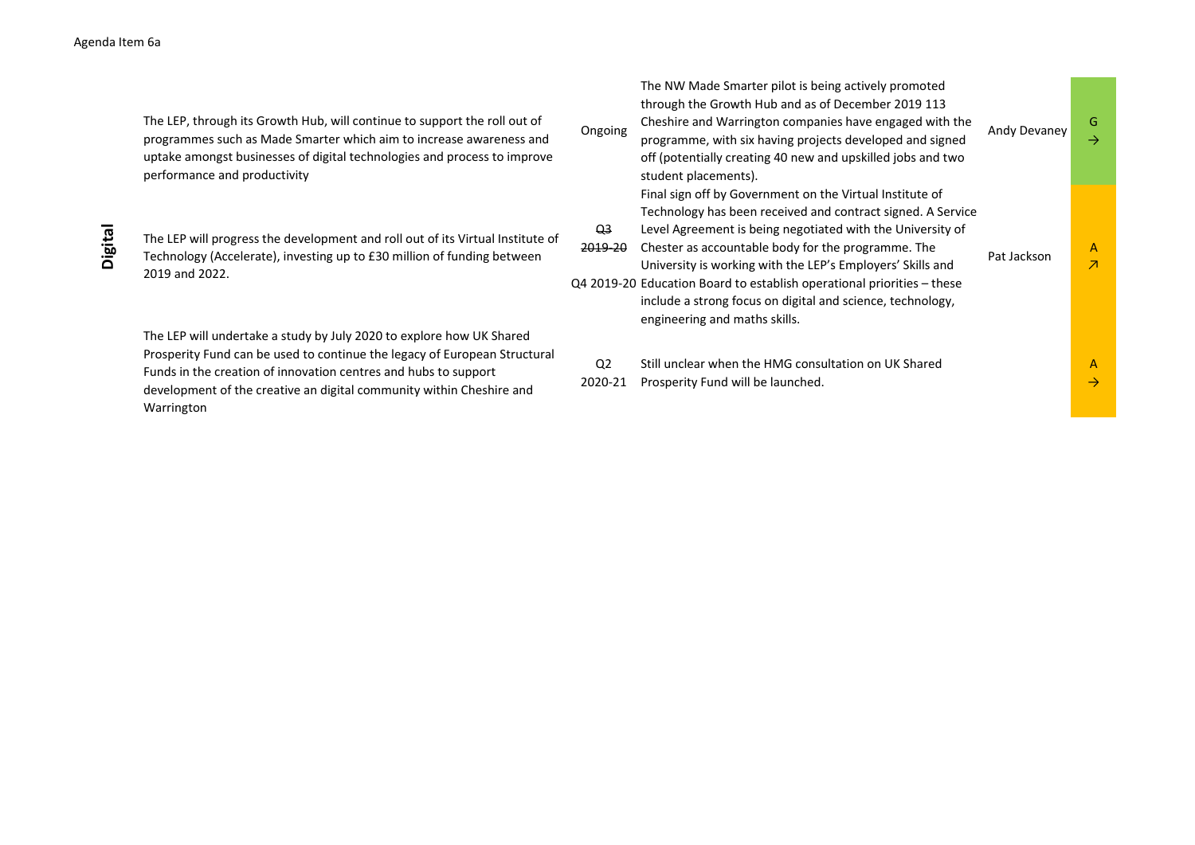Agenda Item 6a

| | | | | | |
|---|---|---|---|---|---|
| **Digital** | The LEP, through its Growth Hub, will continue to support the roll out of programmes such as Made Smarter which aim to increase awareness and uptake amongst businesses of digital technologies and process to improve performance and productivity | Ongoing | The NW Made Smarter pilot is being actively promoted through the Growth Hub and as of December 2019 113 Cheshire and Warrington companies have engaged with the programme, with six having projects developed and signed off (potentially creating 40 new and upskilled jobs and two student placements). | Andy Devaney | G → |
| | The LEP will progress the development and roll out of its Virtual Institute of Technology (Accelerate), investing up to £30 million of funding between 2019 and 2022. | ~~Q3 2019-20~~ Q4 2019-20 | Final sign off by Government on the Virtual Institute of Technology has been received and contract signed. A Service Level Agreement is being negotiated with the University of Chester as accountable body for the programme. The University is working with the LEP's Employers' Skills and Education Board to establish operational priorities – these include a strong focus on digital and science, technology, engineering and maths skills. | Pat Jackson | A ↗ |
| | The LEP will undertake a study by July 2020 to explore how UK Shared Prosperity Fund can be used to continue the legacy of European Structural Funds in the creation of innovation centres and hubs to support development of the creative an digital community within Cheshire and Warrington | Q2 2020-21 | Still unclear when the HMG consultation on UK Shared Prosperity Fund will be launched. | | A → |